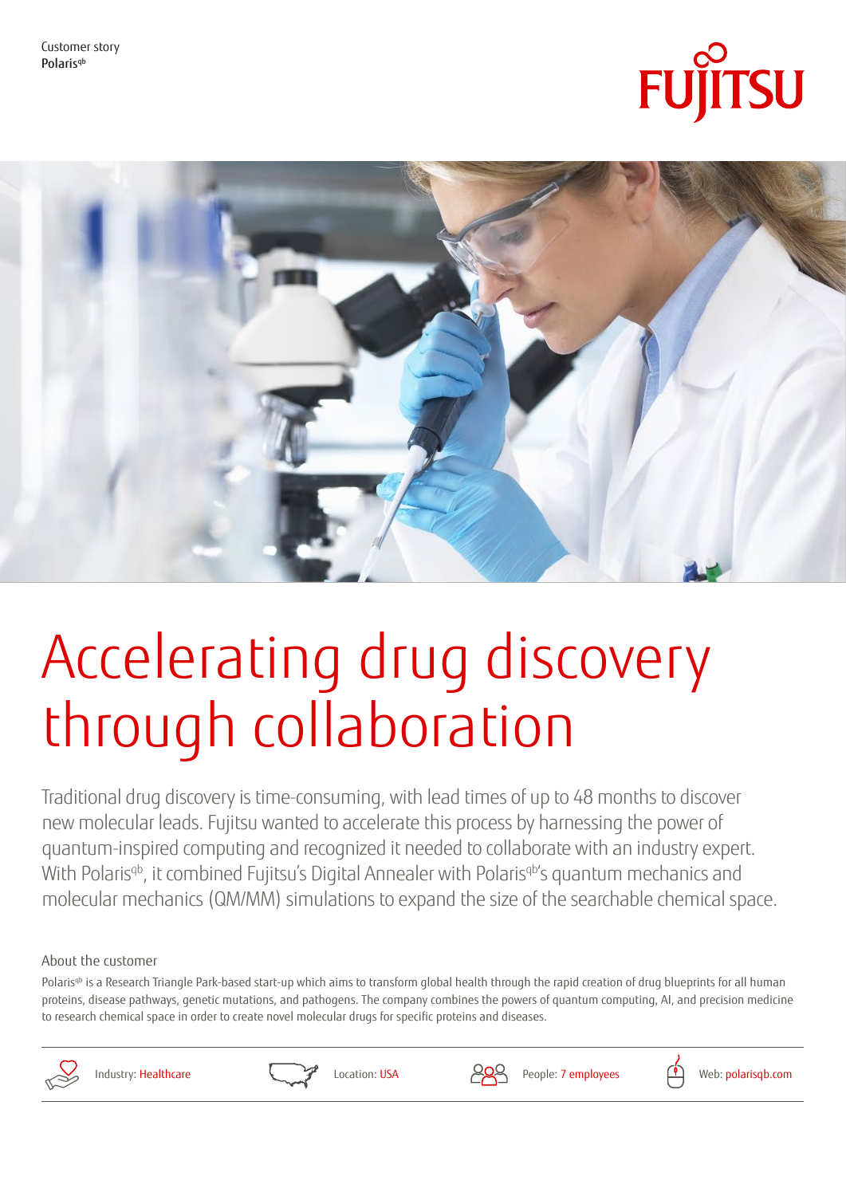Customer story
Polaris[qb]

# Accelerating drug discovery through collaboration

Traditional drug discovery is time-consuming, with lead times of up to 48 months to discover new molecular leads. Fujitsu wanted to accelerate this process by harnessing the power of quantum-inspired computing and recognized it needed to collaborate with an industry expert. With Polaris[qb], it combined Fujitsu's Digital Annealer with Polaris[qb]'s quantum mechanics and molecular mechanics (QM/MM) simulations to expand the size of the searchable chemical space.

## About the customer

Polaris[qb] is a Research Triangle Park-based start-up which aims to transform global health through the rapid creation of drug blueprints for all human proteins, disease pathways, genetic mutations, and pathogens. The company combines the powers of quantum computing, AI, and precision medicine to research chemical space in order to create novel molecular drugs for specific proteins and diseases.

Industry: Healthcare

Location: USA

People: 7 employees

Web: polarisqb.com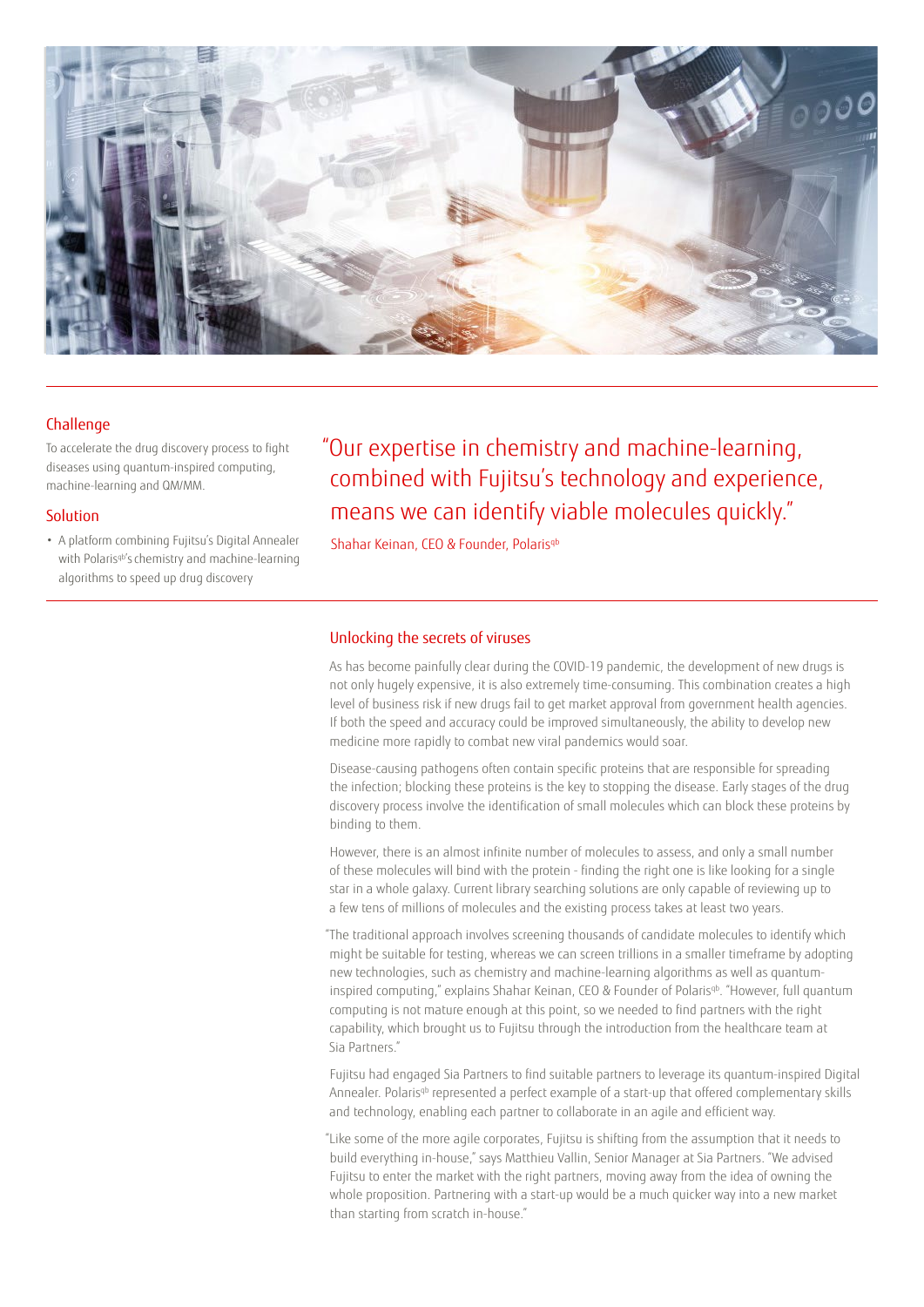## Challenge

To accelerate the drug discovery process to fight diseases using quantum-inspired computing, machine-learning and QM/MM.

## Solution

- A platform combining Fujitsu's Digital Annealer with Polaris[qb]'s chemistry and machine-learning algorithms to speed up drug discovery

> "Our expertise in chemistry and machine-learning, combined with Fujitsu's technology and experience, means we can identify viable molecules quickly."
>
> Shahar Keinan, CEO & Founder, Polaris[qb]

## Unlocking the secrets of viruses

As has become painfully clear during the COVID-19 pandemic, the development of new drugs is not only hugely expensive, it is also extremely time-consuming. This combination creates a high level of business risk if new drugs fail to get market approval from government health agencies. If both the speed and accuracy could be improved simultaneously, the ability to develop new medicine more rapidly to combat new viral pandemics would soar.

Disease-causing pathogens often contain specific proteins that are responsible for spreading the infection; blocking these proteins is the key to stopping the disease. Early stages of the drug discovery process involve the identification of small molecules which can block these proteins by binding to them.

However, there is an almost infinite number of molecules to assess, and only a small number of these molecules will bind with the protein - finding the right one is like looking for a single star in a whole galaxy. Current library searching solutions are only capable of reviewing up to a few tens of millions of molecules and the existing process takes at least two years.

"The traditional approach involves screening thousands of candidate molecules to identify which might be suitable for testing, whereas we can screen trillions in a smaller timeframe by adopting new technologies, such as chemistry and machine-learning algorithms as well as quantum-inspired computing," explains Shahar Keinan, CEO & Founder of Polaris[qb]. "However, full quantum computing is not mature enough at this point, so we needed to find partners with the right capability, which brought us to Fujitsu through the introduction from the healthcare team at Sia Partners."

Fujitsu had engaged Sia Partners to find suitable partners to leverage its quantum-inspired Digital Annealer. Polaris[qb] represented a perfect example of a start-up that offered complementary skills and technology, enabling each partner to collaborate in an agile and efficient way.

"Like some of the more agile corporates, Fujitsu is shifting from the assumption that it needs to build everything in-house," says Matthieu Vallin, Senior Manager at Sia Partners. "We advised Fujitsu to enter the market with the right partners, moving away from the idea of owning the whole proposition. Partnering with a start-up would be a much quicker way into a new market than starting from scratch in-house."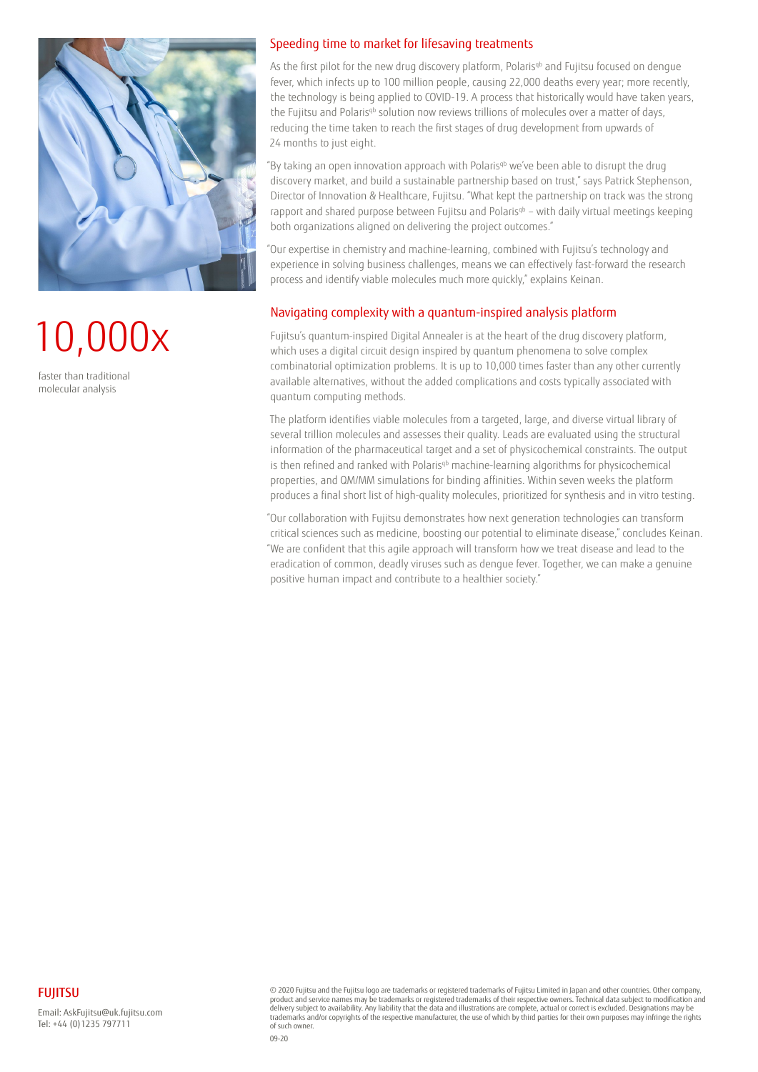10,000x

faster than traditional molecular analysis

## Speeding time to market for lifesaving treatments

As the first pilot for the new drug discovery platform, Polaris^qb and Fujitsu focused on dengue fever, which infects up to 100 million people, causing 22,000 deaths every year; more recently, the technology is being applied to COVID-19. A process that historically would have taken years, the Fujitsu and Polaris^qb solution now reviews trillions of molecules over a matter of days, reducing the time taken to reach the first stages of drug development from upwards of 24 months to just eight.

"By taking an open innovation approach with Polaris^qb we've been able to disrupt the drug discovery market, and build a sustainable partnership based on trust," says Patrick Stephenson, Director of Innovation & Healthcare, Fujitsu. "What kept the partnership on track was the strong rapport and shared purpose between Fujitsu and Polaris^qb – with daily virtual meetings keeping both organizations aligned on delivering the project outcomes."

"Our expertise in chemistry and machine-learning, combined with Fujitsu's technology and experience in solving business challenges, means we can effectively fast-forward the research process and identify viable molecules much more quickly," explains Keinan.

## Navigating complexity with a quantum-inspired analysis platform

Fujitsu's quantum-inspired Digital Annealer is at the heart of the drug discovery platform, which uses a digital circuit design inspired by quantum phenomena to solve complex combinatorial optimization problems. It is up to 10,000 times faster than any other currently available alternatives, without the added complications and costs typically associated with quantum computing methods.

The platform identifies viable molecules from a targeted, large, and diverse virtual library of several trillion molecules and assesses their quality. Leads are evaluated using the structural information of the pharmaceutical target and a set of physicochemical constraints. The output is then refined and ranked with Polaris^qb machine-learning algorithms for physicochemical properties, and QM/MM simulations for binding affinities. Within seven weeks the platform produces a final short list of high-quality molecules, prioritized for synthesis and in vitro testing.

"Our collaboration with Fujitsu demonstrates how next generation technologies can transform critical sciences such as medicine, boosting our potential to eliminate disease," concludes Keinan. "We are confident that this agile approach will transform how we treat disease and lead to the eradication of common, deadly viruses such as dengue fever. Together, we can make a genuine positive human impact and contribute to a healthier society."

FUJITSU

Email: AskFujitsu@uk.fujitsu.com
Tel: +44 (0)1235 797711

© 2020 Fujitsu and the Fujitsu logo are trademarks or registered trademarks of Fujitsu Limited in Japan and other countries. Other company, product and service names may be trademarks or registered trademarks of their respective owners. Technical data subject to modification and delivery subject to availability. Any liability that the data and illustrations are complete, actual or correct is excluded. Designations may be trademarks and/or copyrights of the respective manufacturer, the use of which by third parties for their own purposes may infringe the rights of such owner.

09-20